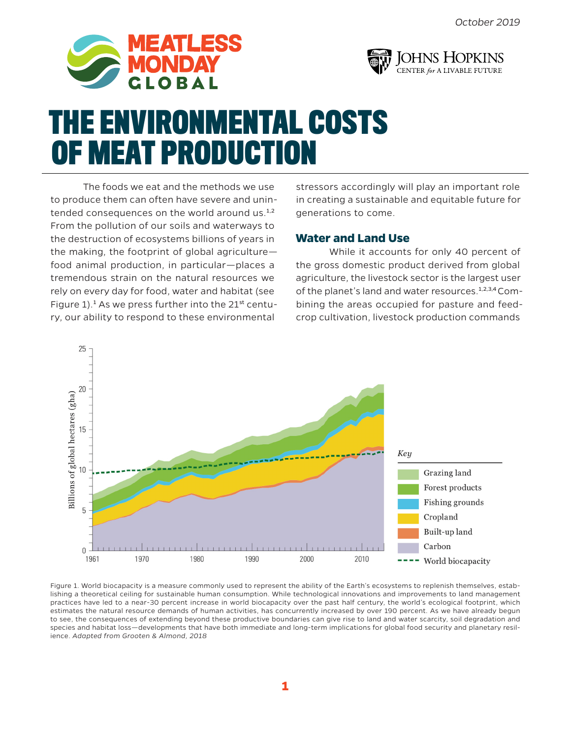# THE ENVIRONMENTAL COSTS OF MEAT PRODUCTION

October 2019

The foods we eat and the methods we use to produce them can often have severe and unintended consequences on the world around us.[1,2] From the pollution of our soils and waterways to the destruction of ecosystems billions of years in the making, the footprint of global agriculture—food animal production, in particular—places a tremendous strain on the natural resources we rely on every day for food, water and habitat (see Figure 1).[1] As we press further into the 21st century, our ability to respond to these environmental stressors accordingly will play an important role in creating a sustainable and equitable future for generations to come.

## Water and Land Use

While it accounts for only 40 percent of the gross domestic product derived from global agriculture, the livestock sector is the largest user of the planet's land and water resources.[1,2,3,4] Combining the areas occupied for pasture and feed-crop cultivation, livestock production commands

Figure 1. World biocapacity is a measure commonly used to represent the ability of the Earth's ecosystems to replenish themselves, establishing a theoretical ceiling for sustainable human consumption. While technological innovations and improvements to land management practices have led to a near-30 percent increase in world biocapacity over the past half century, the world's ecological footprint, which estimates the natural resource demands of human activities, has concurrently increased by over 190 percent. As we have already begun to see, the consequences of extending beyond these productive boundaries can give rise to land and water scarcity, soil degradation and species and habitat loss—developments that have both immediate and long-term implications for global food security and planetary resilience. *Adapted from Grooten & Almond, 2018*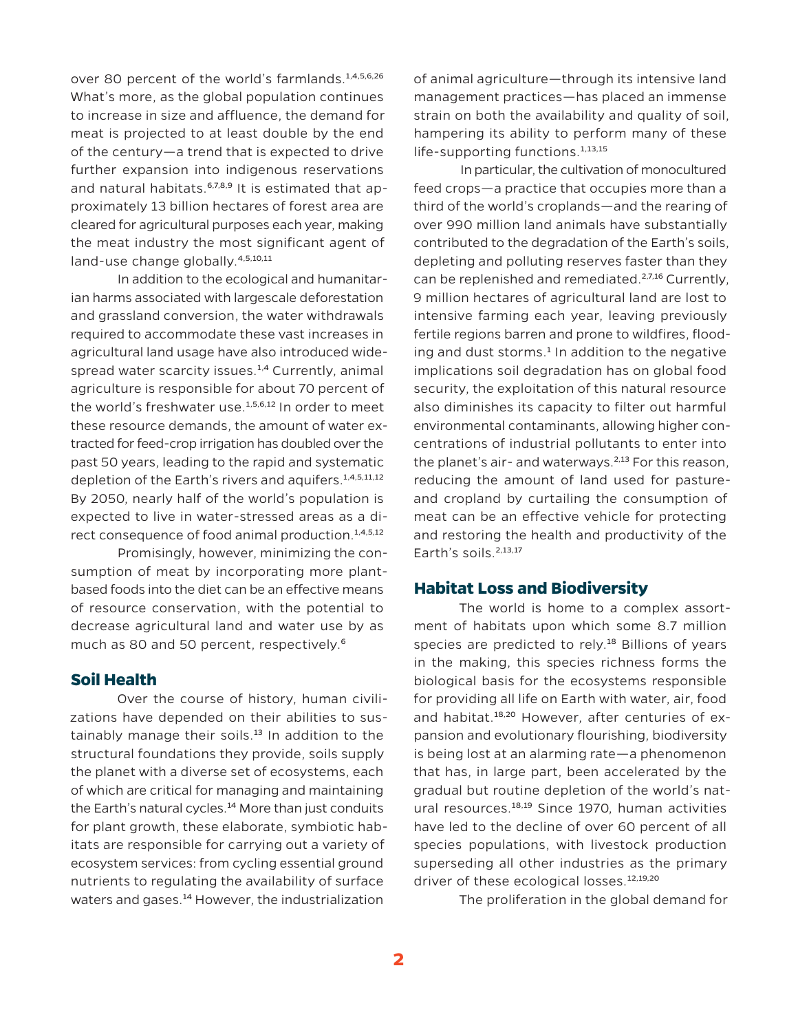over 80 percent of the world's farmlands.[1,4,5,6,26] What's more, as the global population continues to increase in size and affluence, the demand for meat is projected to at least double by the end of the century—a trend that is expected to drive further expansion into indigenous reservations and natural habitats.[6,7,8,9] It is estimated that approximately 13 billion hectares of forest area are cleared for agricultural purposes each year, making the meat industry the most significant agent of land-use change globally.[4,5,10,11]

In addition to the ecological and humanitarian harms associated with largescale deforestation and grassland conversion, the water withdrawals required to accommodate these vast increases in agricultural land usage have also introduced widespread water scarcity issues.[1,4] Currently, animal agriculture is responsible for about 70 percent of the world's freshwater use.[1,5,6,12] In order to meet these resource demands, the amount of water extracted for feed-crop irrigation has doubled over the past 50 years, leading to the rapid and systematic depletion of the Earth's rivers and aquifers.[1,4,5,11,12] By 2050, nearly half of the world's population is expected to live in water-stressed areas as a direct consequence of food animal production.[1,4,5,12]

Promisingly, however, minimizing the consumption of meat by incorporating more plant-based foods into the diet can be an effective means of resource conservation, with the potential to decrease agricultural land and water use by as much as 80 and 50 percent, respectively.[6]

## Soil Health

Over the course of history, human civilizations have depended on their abilities to sustainably manage their soils.[13] In addition to the structural foundations they provide, soils supply the planet with a diverse set of ecosystems, each of which are critical for managing and maintaining the Earth's natural cycles.[14] More than just conduits for plant growth, these elaborate, symbiotic habitats are responsible for carrying out a variety of ecosystem services: from cycling essential ground nutrients to regulating the availability of surface waters and gases.[14] However, the industrialization of animal agriculture—through its intensive land management practices—has placed an immense strain on both the availability and quality of soil, hampering its ability to perform many of these life-supporting functions.[1,13,15]

In particular, the cultivation of monocultured feed crops—a practice that occupies more than a third of the world's croplands—and the rearing of over 990 million land animals have substantially contributed to the degradation of the Earth's soils, depleting and polluting reserves faster than they can be replenished and remediated.[2,7,16] Currently, 9 million hectares of agricultural land are lost to intensive farming each year, leaving previously fertile regions barren and prone to wildfires, flooding and dust storms.[1] In addition to the negative implications soil degradation has on global food security, the exploitation of this natural resource also diminishes its capacity to filter out harmful environmental contaminants, allowing higher concentrations of industrial pollutants to enter into the planet's air- and waterways.[2,13] For this reason, reducing the amount of land used for pasture- and cropland by curtailing the consumption of meat can be an effective vehicle for protecting and restoring the health and productivity of the Earth's soils.[2,13,17]

## Habitat Loss and Biodiversity

The world is home to a complex assortment of habitats upon which some 8.7 million species are predicted to rely.[18] Billions of years in the making, this species richness forms the biological basis for the ecosystems responsible for providing all life on Earth with water, air, food and habitat.[18,20] However, after centuries of expansion and evolutionary flourishing, biodiversity is being lost at an alarming rate—a phenomenon that has, in large part, been accelerated by the gradual but routine depletion of the world's natural resources.[18,19] Since 1970, human activities have led to the decline of over 60 percent of all species populations, with livestock production superseding all other industries as the primary driver of these ecological losses.[12,19,20]

The proliferation in the global demand for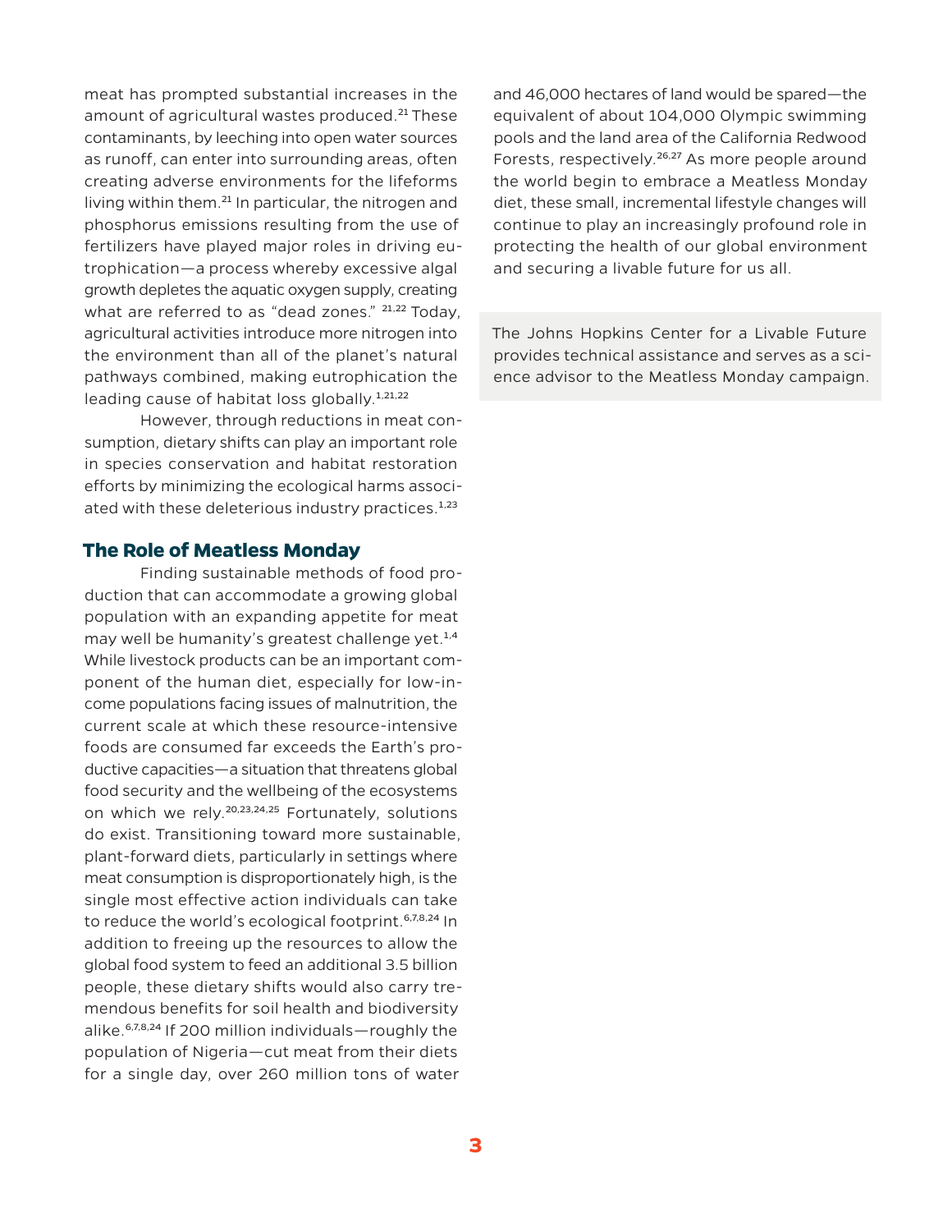meat has prompted substantial increases in the amount of agricultural wastes produced.[21] These contaminants, by leeching into open water sources as runoff, can enter into surrounding areas, often creating adverse environments for the lifeforms living within them.[21] In particular, the nitrogen and phosphorus emissions resulting from the use of fertilizers have played major roles in driving eutrophication—a process whereby excessive algal growth depletes the aquatic oxygen supply, creating what are referred to as "dead zones." [21,22] Today, agricultural activities introduce more nitrogen into the environment than all of the planet's natural pathways combined, making eutrophication the leading cause of habitat loss globally.[1,21,22]

However, through reductions in meat consumption, dietary shifts can play an important role in species conservation and habitat restoration efforts by minimizing the ecological harms associated with these deleterious industry practices.[1,23]

## The Role of Meatless Monday

Finding sustainable methods of food production that can accommodate a growing global population with an expanding appetite for meat may well be humanity's greatest challenge yet.[1,4] While livestock products can be an important component of the human diet, especially for low-income populations facing issues of malnutrition, the current scale at which these resource-intensive foods are consumed far exceeds the Earth's productive capacities—a situation that threatens global food security and the wellbeing of the ecosystems on which we rely.[20,23,24,25] Fortunately, solutions do exist. Transitioning toward more sustainable, plant-forward diets, particularly in settings where meat consumption is disproportionately high, is the single most effective action individuals can take to reduce the world's ecological footprint.[6,7,8,24] In addition to freeing up the resources to allow the global food system to feed an additional 3.5 billion people, these dietary shifts would also carry tremendous benefits for soil health and biodiversity alike.[6,7,8,24] If 200 million individuals—roughly the population of Nigeria—cut meat from their diets for a single day, over 260 million tons of water and 46,000 hectares of land would be spared—the equivalent of about 104,000 Olympic swimming pools and the land area of the California Redwood Forests, respectively.[26,27] As more people around the world begin to embrace a Meatless Monday diet, these small, incremental lifestyle changes will continue to play an increasingly profound role in protecting the health of our global environment and securing a livable future for us all.

The Johns Hopkins Center for a Livable Future provides technical assistance and serves as a science advisor to the Meatless Monday campaign.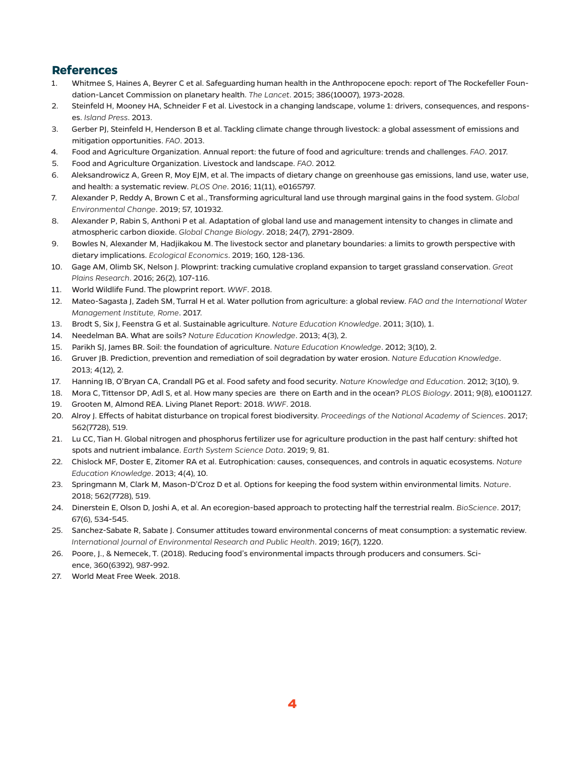## References

1. Whitmee S, Haines A, Beyrer C et al. Safeguarding human health in the Anthropocene epoch: report of The Rockefeller Foundation-Lancet Commission on planetary health. *The Lancet*. 2015; 386(10007), 1973-2028.
2. Steinfeld H, Mooney HA, Schneider F et al. Livestock in a changing landscape, volume 1: drivers, consequences, and responses. *Island Press*. 2013.
3. Gerber PJ, Steinfeld H, Henderson B et al. Tackling climate change through livestock: a global assessment of emissions and mitigation opportunities. *FAO*. 2013.
4. Food and Agriculture Organization. Annual report: the future of food and agriculture: trends and challenges. *FAO*. 2017.
5. Food and Agriculture Organization. Livestock and landscape. *FAO*. 2012.
6. Aleksandrowicz A, Green R, Moy EJM, et al. The impacts of dietary change on greenhouse gas emissions, land use, water use, and health: a systematic review. *PLOS One*. 2016; 11(11), e0165797.
7. Alexander P, Reddy A, Brown C et al., Transforming agricultural land use through marginal gains in the food system. *Global Environmental Change*. 2019; 57, 101932.
8. Alexander P, Rabin S, Anthoni P et al. Adaptation of global land use and management intensity to changes in climate and atmospheric carbon dioxide. *Global Change Biology*. 2018; 24(7), 2791-2809.
9. Bowles N, Alexander M, Hadjikakou M. The livestock sector and planetary boundaries: a limits to growth perspective with dietary implications. *Ecological Economics*. 2019; 160, 128-136.
10. Gage AM, Olimb SK, Nelson J. Plowprint: tracking cumulative cropland expansion to target grassland conservation. *Great Plains Research*. 2016; 26(2), 107-116.
11. World Wildlife Fund. The plowprint report. *WWF*. 2018.
12. Mateo-Sagasta J, Zadeh SM, Turral H et al. Water pollution from agriculture: a global review. *FAO and the International Water Management Institute, Rome*. 2017.
13. Brodt S, Six J, Feenstra G et al. Sustainable agriculture. *Nature Education Knowledge*. 2011; 3(10), 1.
14. Needelman BA. What are soils? *Nature Education Knowledge*. 2013; 4(3), 2.
15. Parikh SJ, James BR. Soil: the foundation of agriculture. *Nature Education Knowledge*. 2012; 3(10), 2.
16. Gruver JB. Prediction, prevention and remediation of soil degradation by water erosion. *Nature Education Knowledge*. 2013; 4(12), 2.
17. Hanning IB, O'Bryan CA, Crandall PG et al. Food safety and food security. *Nature Knowledge and Education*. 2012; 3(10), 9.
18. Mora C, Tittensor DP, Adl S, et al. How many species are there on Earth and in the ocean? *PLOS Biology*. 2011; 9(8), e1001127.
19. Grooten M, Almond REA. Living Planet Report: 2018. *WWF*. 2018.
20. Alroy J. Effects of habitat disturbance on tropical forest biodiversity. *Proceedings of the National Academy of Sciences*. 2017; 562(7728), 519.
21. Lu CC, Tian H. Global nitrogen and phosphorus fertilizer use for agriculture production in the past half century: shifted hot spots and nutrient imbalance. *Earth System Science Data*. 2019; 9, 81.
22. Chislock MF, Doster E, Zitomer RA et al. Eutrophication: causes, consequences, and controls in aquatic ecosystems. *Nature Education Knowledge*. 2013; 4(4), 10.
23. Springmann M, Clark M, Mason-D'Croz D et al. Options for keeping the food system within environmental limits. *Nature*. 2018; 562(7728), 519.
24. Dinerstein E, Olson D, Joshi A, et al. An ecoregion-based approach to protecting half the terrestrial realm. *BioScience*. 2017; 67(6), 534-545.
25. Sanchez-Sabate R, Sabate J. Consumer attitudes toward environmental concerns of meat consumption: a systematic review. *International Journal of Environmental Research and Public Health*. 2019; 16(7), 1220.
26. Poore, J., & Nemecek, T. (2018). Reducing food's environmental impacts through producers and consumers. Science, 360(6392), 987-992.
27. World Meat Free Week. 2018.